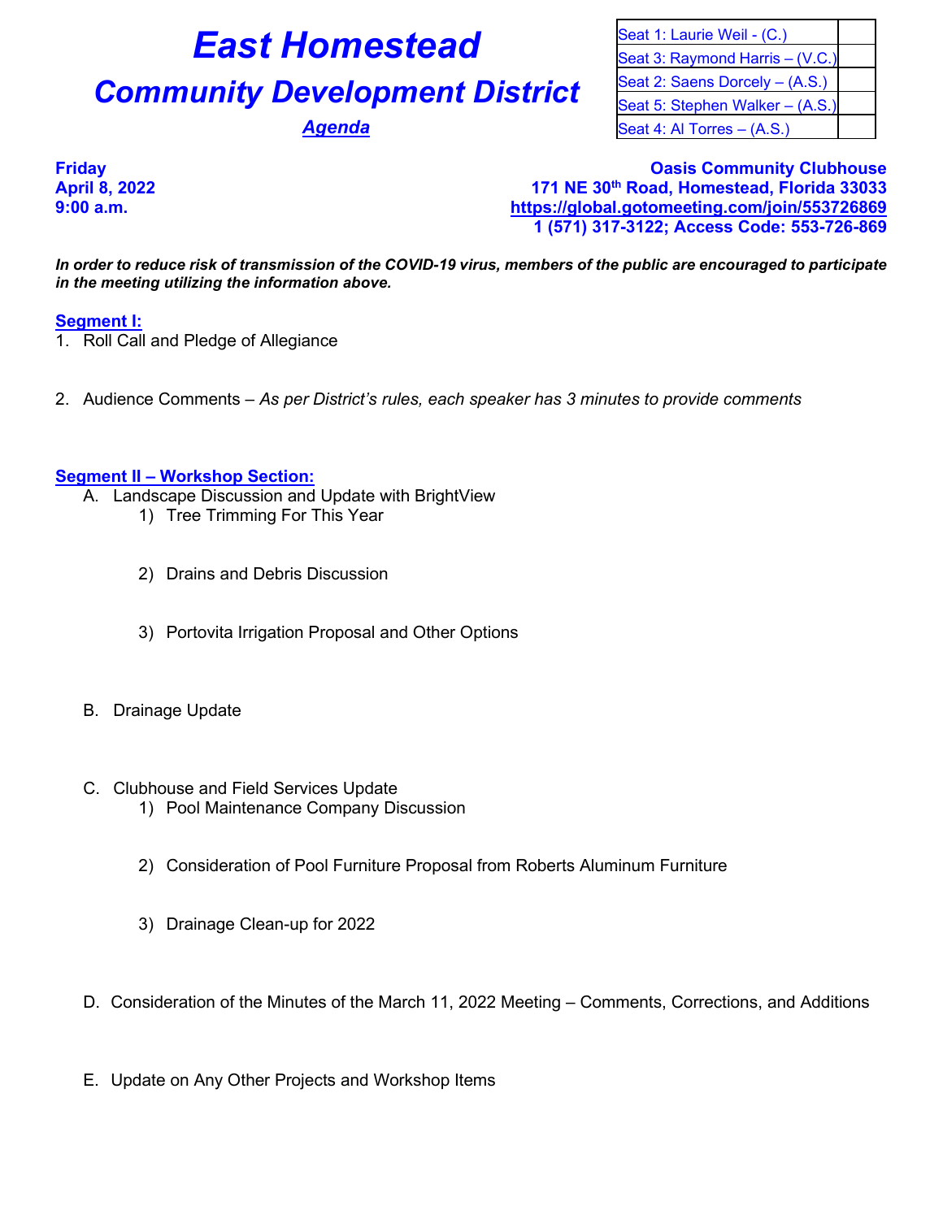# East Homestead

## Community Development District

### *Agenda*

| Seat 1: Laurie Weil - (C.) | |
|---|---|
| Seat 3: Raymond Harris – (V.C.) | |
| Seat 2: Saens Dorcely – (A.S.) | |
| Seat 5: Stephen Walker – (A.S.) | |
| Seat 4: Al Torres – (A.S.) | |

**Friday**
**April 8, 2022**
**9:00 a.m.**

**Oasis Community Clubhouse**
**171 NE 30th Road, Homestead, Florida 33033**
**https://global.gotomeeting.com/join/553726869**
**1 (571) 317-3122; Access Code: 553-726-869**

***In order to reduce risk of transmission of the COVID-19 virus, members of the public are encouraged to participate in the meeting utilizing the information above.***

**Segment I:**

1. Roll Call and Pledge of Allegiance
2. Audience Comments – *As per District's rules, each speaker has 3 minutes to provide comments*

**Segment II – Workshop Section:**

A. Landscape Discussion and Update with BrightView
   1) Tree Trimming For This Year
   2) Drains and Debris Discussion
   3) Portovita Irrigation Proposal and Other Options

B. Drainage Update

C. Clubhouse and Field Services Update
   1) Pool Maintenance Company Discussion
   2) Consideration of Pool Furniture Proposal from Roberts Aluminum Furniture
   3) Drainage Clean-up for 2022

D. Consideration of the Minutes of the March 11, 2022 Meeting – Comments, Corrections, and Additions

E. Update on Any Other Projects and Workshop Items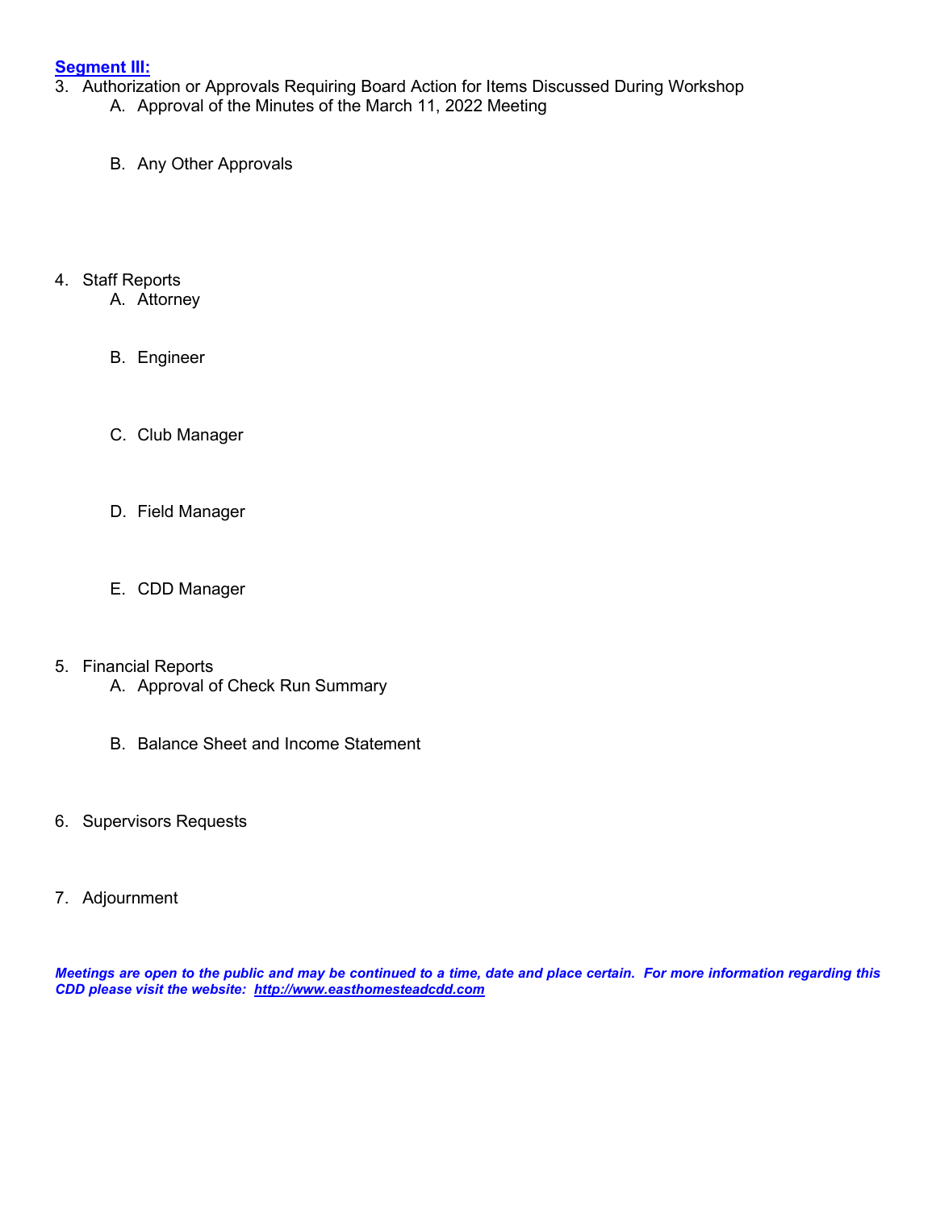**Segment III:**

3. Authorization or Approvals Requiring Board Action for Items Discussed During Workshop
    A. Approval of the Minutes of the March 11, 2022 Meeting

    B. Any Other Approvals

4. Staff Reports
    A. Attorney

    B. Engineer

    C. Club Manager

    D. Field Manager

    E. CDD Manager

5. Financial Reports
    A. Approval of Check Run Summary

    B. Balance Sheet and Income Statement

6. Supervisors Requests

7. Adjournment

***Meetings are open to the public and may be continued to a time, date and place certain. For more information regarding this CDD please visit the website: http://www.easthomesteadcdd.com***